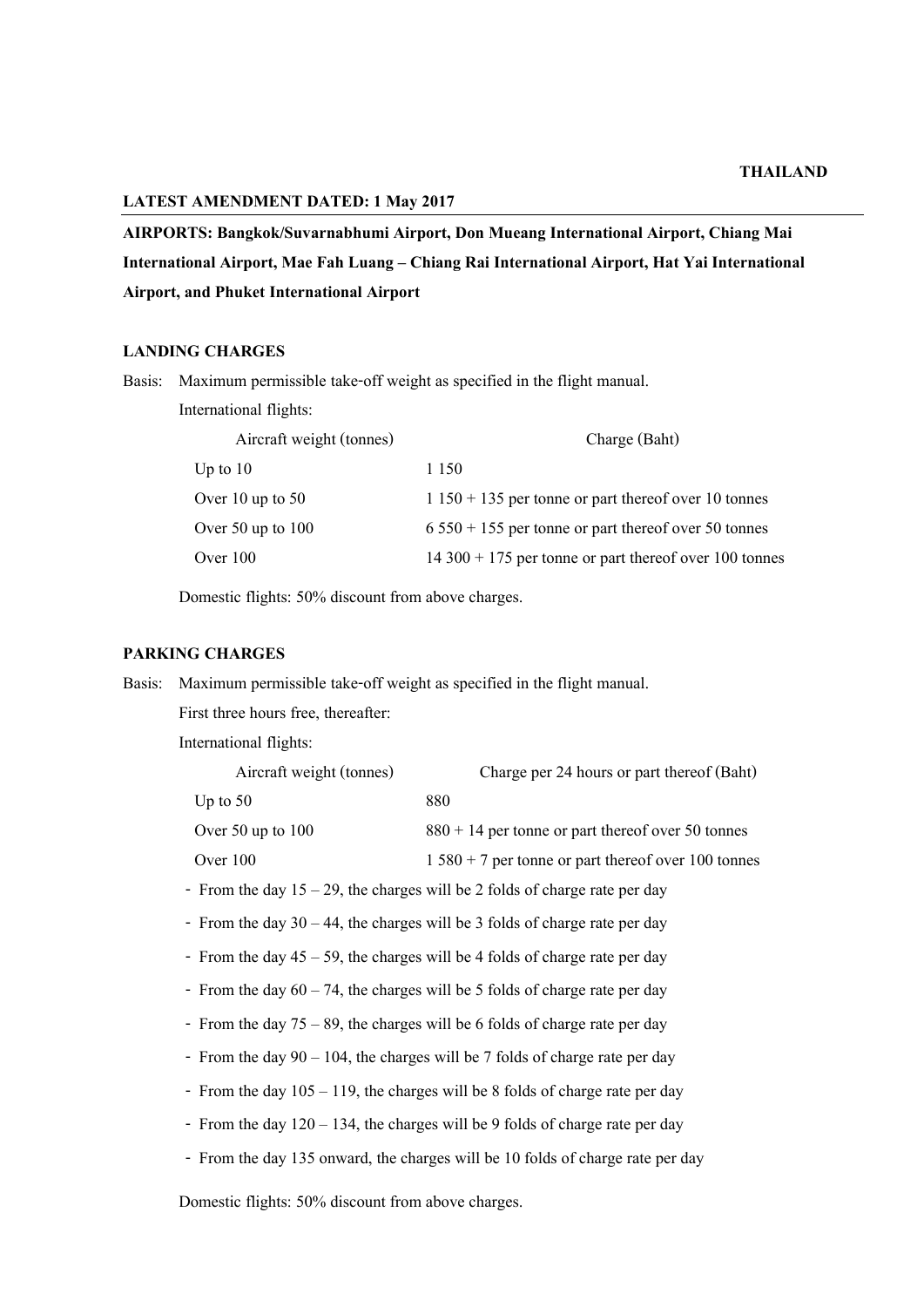**THAILAND**

**LATEST AMENDMENT DATED: 1 May 2017**

**AIRPORTS: Bangkok/Suvarnabhumi Airport, Don Mueang International Airport, Chiang Mai International Airport, Mae Fah Luang – Chiang Rai International Airport, Hat Yai International Airport, and Phuket International Airport**

## LANDING CHARGES

Basis: Maximum permissible take-off weight as specified in the flight manual.

International flights:

| Aircraft weight (tonnes) | Charge (Baht) |
|---|---|
| Up to 10 | 1 150 |
| Over 10 up to 50 | 1 150 + 135 per tonne or part thereof over 10 tonnes |
| Over 50 up to 100 | 6 550 + 155 per tonne or part thereof over 50 tonnes |
| Over 100 | 14 300 + 175 per tonne or part thereof over 100 tonnes |

Domestic flights: 50% discount from above charges.

## PARKING CHARGES

Basis: Maximum permissible take-off weight as specified in the flight manual.

First three hours free, thereafter:

International flights:

| Aircraft weight (tonnes) | Charge per 24 hours or part thereof (Baht) |
|---|---|
| Up to 50 | 880 |
| Over 50 up to 100 | 880 + 14 per tonne or part thereof over 50 tonnes |
| Over 100 | 1 580 + 7 per tonne or part thereof over 100 tonnes |

- From the day 15 – 29, the charges will be 2 folds of charge rate per day
- From the day 30 – 44, the charges will be 3 folds of charge rate per day
- From the day 45 – 59, the charges will be 4 folds of charge rate per day
- From the day 60 – 74, the charges will be 5 folds of charge rate per day
- From the day 75 – 89, the charges will be 6 folds of charge rate per day
- From the day 90 – 104, the charges will be 7 folds of charge rate per day
- From the day 105 – 119, the charges will be 8 folds of charge rate per day
- From the day 120 – 134, the charges will be 9 folds of charge rate per day
- From the day 135 onward, the charges will be 10 folds of charge rate per day

Domestic flights: 50% discount from above charges.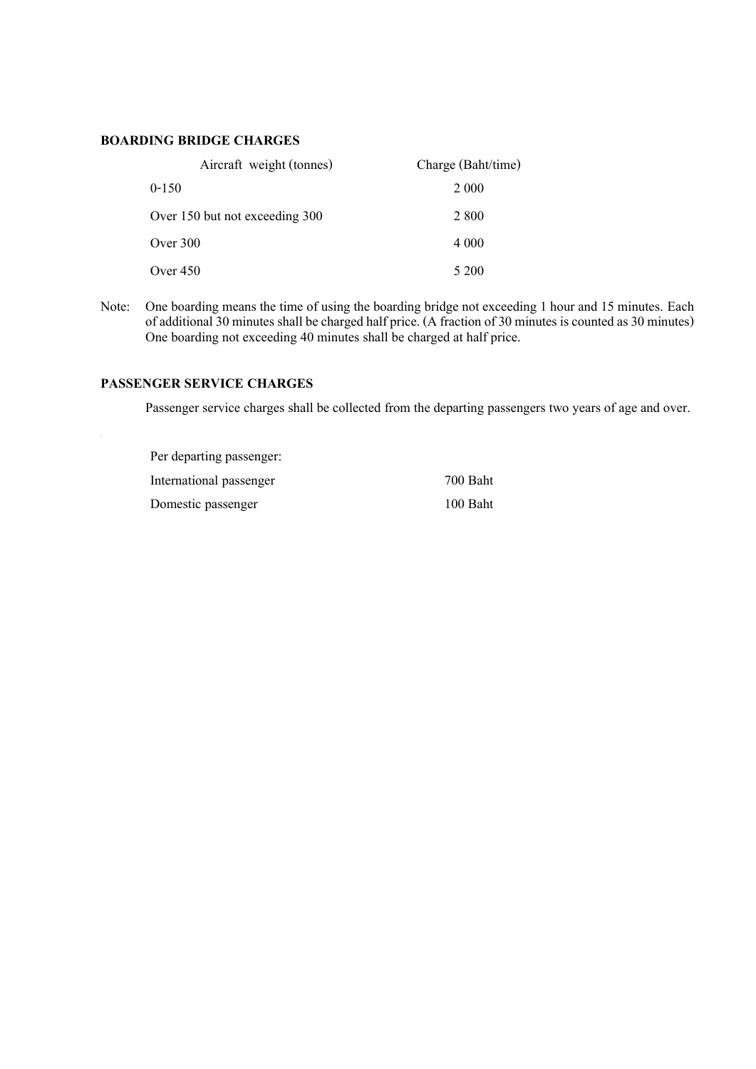**BOARDING BRIDGE CHARGES**

| Aircraft weight (tonnes) | Charge (Baht/time) |
|---|---|
| 0-150 | 2 000 |
| Over 150 but not exceeding 300 | 2 800 |
| Over 300 | 4 000 |
| Over 450 | 5 200 |

Note: One boarding means the time of using the boarding bridge not exceeding 1 hour and 15 minutes. Each of additional 30 minutes shall be charged half price. (A fraction of 30 minutes is counted as 30 minutes) One boarding not exceeding 40 minutes shall be charged at half price.

**PASSENGER SERVICE CHARGES**

Passenger service charges shall be collected from the departing passengers two years of age and over.

| Per departing passenger: | |
|---|---|
| International passenger | 700 Baht |
| Domestic passenger | 100 Baht |